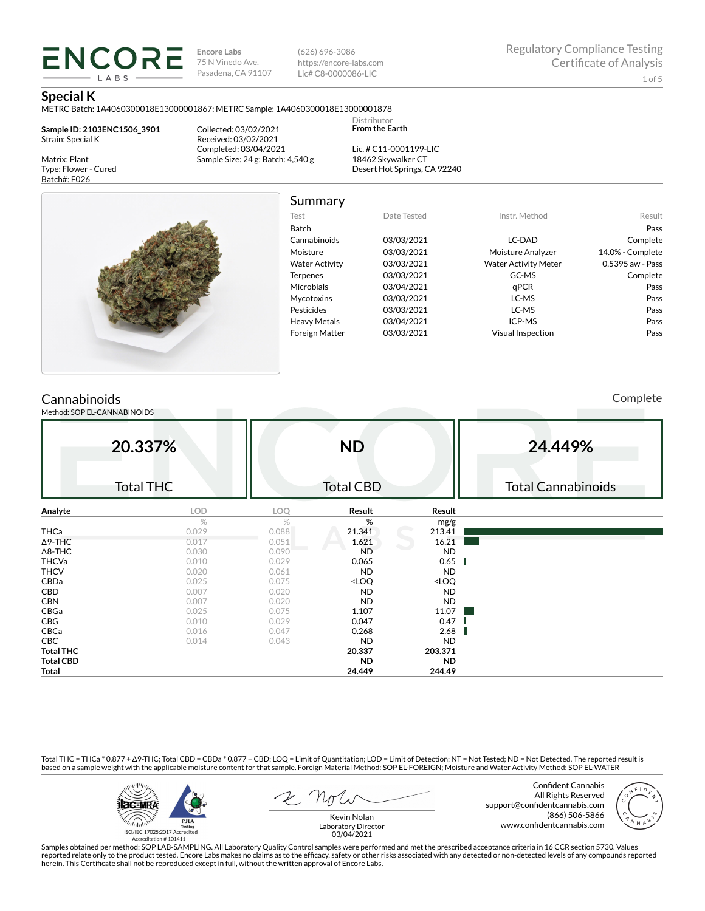**Encore Labs**
75 N Vinedo Ave.
Pasadena, CA 91107

(626) 696-3086
https://encore-labs.com
Lic# C8-0000086-LIC

Regulatory Compliance Testing
Certificate of Analysis

# Special K

METRC Batch: 1A4060300018E13000001867; METRC Sample: 1A4060300018E13000001878

**Sample ID: 2103ENC1506_3901**
Strain: Special K

Matrix: Plant
Type: Flower - Cured
Batch#: F026

Collected: 03/02/2021
Received: 03/02/2021
Completed: 03/04/2021
Sample Size: 24 g; Batch: 4,540 g

Distributor
**From the Earth**

Lic. # C11-0001199-LIC
18462 Skywalker CT
Desert Hot Springs, CA 92240

## Summary

| Test | Date Tested | Instr. Method | Result |
|---|---|---|---|
| Batch | | | Pass |
| Cannabinoids | 03/03/2021 | LC-DAD | Complete |
| Moisture | 03/03/2021 | Moisture Analyzer | 14.0% - Complete |
| Water Activity | 03/03/2021 | Water Activity Meter | 0.5395 aw - Pass |
| Terpenes | 03/03/2021 | GC-MS | Complete |
| Microbials | 03/04/2021 | qPCR | Pass |
| Mycotoxins | 03/03/2021 | LC-MS | Pass |
| Pesticides | 03/03/2021 | LC-MS | Pass |
| Heavy Metals | 03/04/2021 | ICP-MS | Pass |
| Foreign Matter | 03/03/2021 | Visual Inspection | Pass |

## Cannabinoids

Complete

Method: SOP EL-CANNABINOIDS

| 20.337% | ND | 24.449% |
|---|---|---|
| Total THC | Total CBD | Total Cannabinoids |

| Analyte | LOD | LOQ | Result | Result |
|---|---|---|---|---|
| | % | % | % | mg/g |
| THCa | 0.029 | 0.088 | 21.341 | 213.41 |
| Δ9-THC | 0.017 | 0.051 | 1.621 | 16.21 |
| Δ8-THC | 0.030 | 0.090 | ND | ND |
| THCVa | 0.010 | 0.029 | 0.065 | 0.65 |
| THCV | 0.020 | 0.061 | ND | ND |
| CBDa | 0.025 | 0.075 | <LOQ | <LOQ |
| CBD | 0.007 | 0.020 | ND | ND |
| CBN | 0.007 | 0.020 | ND | ND |
| CBGa | 0.025 | 0.075 | 1.107 | 11.07 |
| CBG | 0.010 | 0.029 | 0.047 | 0.47 |
| CBCa | 0.016 | 0.047 | 0.268 | 2.68 |
| CBC | 0.014 | 0.043 | ND | ND |
| **Total THC** | | | **20.337** | **203.371** |
| **Total CBD** | | | **ND** | **ND** |
| **Total** | | | **24.449** | **244.49** |

Total THC = THCa * 0.877 + Δ9-THC; Total CBD = CBDa * 0.877 + CBD; LOQ = Limit of Quantitation; LOD = Limit of Detection; NT = Not Tested; ND = Not Detected. The reported result is based on a sample weight with the applicable moisture content for that sample. Foreign Material Method: SOP EL-FOREIGN; Moisture and Water Activity Method: SOP EL-WATER

ISO/IEC 17025:2017 Accredited
Accreditation # 101411

Kevin Nolan
Laboratory Director
03/04/2021

Confident Cannabis
All Rights Reserved
support@confidentcannabis.com
(866) 506-5866
www.confidentcannabis.com

Samples obtained per method: SOP LAB-SAMPLING. All Laboratory Quality Control samples were performed and met the prescribed acceptance criteria in 16 CCR section 5730. Values reported relate only to the product tested. Encore Labs makes no claims as to the efficacy, safety or other risks associated with any detected or non-detected levels of any compounds reported herein. This Certificate shall not be reproduced except in full, without the written approval of Encore Labs.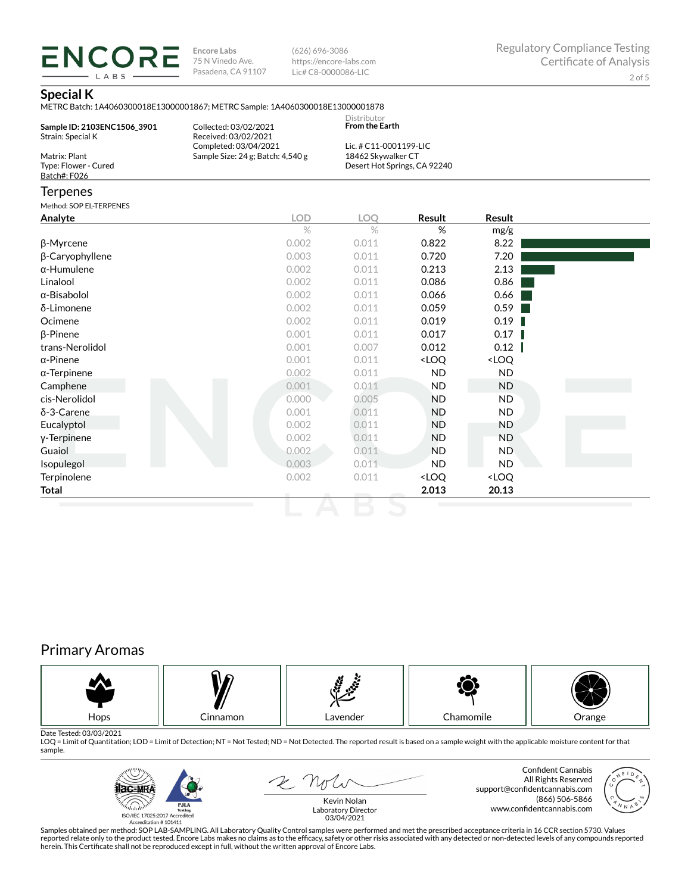ENCORE LABS

Encore Labs
75 N Vinedo Ave.
Pasadena, CA 91107

(626) 696-3086
https://encore-labs.com
Lic# C8-0000086-LIC

Regulatory Compliance Testing
Certificate of Analysis

## Special K

METRC Batch: 1A4060300018E13000001867; METRC Sample: 1A4060300018E13000001878

**Sample ID: 2103ENC1506_3901**
Strain: Special K

Matrix: Plant
Type: Flower - Cured
Batch#: F026

Collected: 03/02/2021
Received: 03/02/2021
Completed: 03/04/2021
Sample Size: 24 g; Batch: 4,540 g

Distributor
**From the Earth**

Lic. # C11-0001199-LIC
18462 Skywalker CT
Desert Hot Springs, CA 92240

## Terpenes

Method: SOP EL-TERPENES

| Analyte | LOD | LOQ | Result | Result |
|---|---|---|---|---|
| | % | % | % | mg/g |
| β-Myrcene | 0.002 | 0.011 | 0.822 | 8.22 |
| β-Caryophyllene | 0.003 | 0.011 | 0.720 | 7.20 |
| α-Humulene | 0.002 | 0.011 | 0.213 | 2.13 |
| Linalool | 0.002 | 0.011 | 0.086 | 0.86 |
| α-Bisabolol | 0.002 | 0.011 | 0.066 | 0.66 |
| δ-Limonene | 0.002 | 0.011 | 0.059 | 0.59 |
| Ocimene | 0.002 | 0.011 | 0.019 | 0.19 |
| β-Pinene | 0.001 | 0.011 | 0.017 | 0.17 |
| trans-Nerolidol | 0.001 | 0.007 | 0.012 | 0.12 |
| α-Pinene | 0.001 | 0.011 | <LOQ | <LOQ |
| α-Terpinene | 0.002 | 0.011 | ND | ND |
| Camphene | 0.001 | 0.011 | ND | ND |
| cis-Nerolidol | 0.000 | 0.005 | ND | ND |
| δ-3-Carene | 0.001 | 0.011 | ND | ND |
| Eucalyptol | 0.002 | 0.011 | ND | ND |
| γ-Terpinene | 0.002 | 0.011 | ND | ND |
| Guaiol | 0.002 | 0.011 | ND | ND |
| Isopulegol | 0.003 | 0.011 | ND | ND |
| Terpinolene | 0.002 | 0.011 | <LOQ | <LOQ |
| **Total** | | | **2.013** | **20.13** |

## Primary Aromas

Hops | Cinnamon | Lavender | Chamomile | Orange

Date Tested: 03/03/2021
LOQ = Limit of Quantitation; LOD = Limit of Detection; NT = Not Tested; ND = Not Detected. The reported result is based on a sample weight with the applicable moisture content for that sample.

ISO/IEC 17025:2017 Accredited
Accreditation # 101411

Kevin Nolan
Laboratory Director
03/04/2021

Confident Cannabis
All Rights Reserved
support@confidentcannabis.com
(866) 506-5866
www.confidentcannabis.com

Samples obtained per method: SOP LAB-SAMPLING. All Laboratory Quality Control samples were performed and met the prescribed acceptance criteria in 16 CCR section 5730. Values reported relate only to the product tested. Encore Labs makes no claims as to the efficacy, safety or other risks associated with any detected or non-detected levels of any compounds reported herein. This Certificate shall not be reproduced except in full, without the written approval of Encore Labs.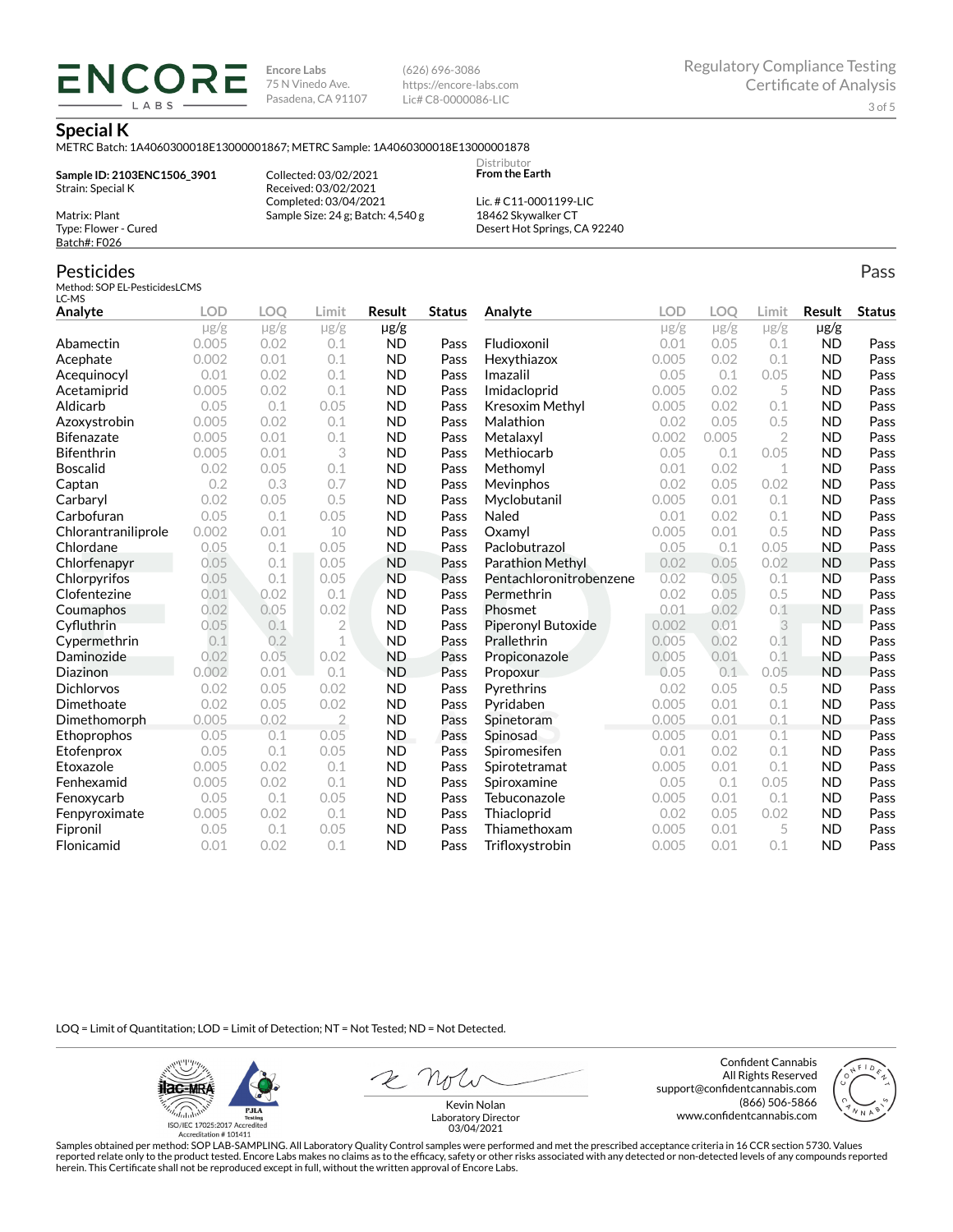**ENCORE LABS**

Encore Labs
75 N Vinedo Ave.
Pasadena, CA 91107

(626) 696-3086
https://encore-labs.com
Lic# C8-0000086-LIC

Regulatory Compliance Testing
Certificate of Analysis

# Special K

METRC Batch: 1A4060300018E13000001867; METRC Sample: 1A4060300018E13000001878

**Sample ID: 2103ENC1506_3901**
Strain: Special K

Matrix: Plant
Type: Flower - Cured
Batch#: F026

Collected: 03/02/2021
Received: 03/02/2021
Completed: 03/04/2021
Sample Size: 24 g; Batch: 4,540 g

Distributor
**From the Earth**

Lic. # C11-0001199-LIC
18462 Skywalker CT
Desert Hot Springs, CA 92240

## Pesticides

Pass

Method: SOP EL-PesticidesLCMS
LC-MS

| Analyte | LOD µg/g | LOQ µg/g | Limit µg/g | Result µg/g | Status |
|---|---|---|---|---|---|
| Abamectin | 0.005 | 0.02 | 0.1 | ND | Pass |
| Acephate | 0.002 | 0.01 | 0.1 | ND | Pass |
| Acequinocyl | 0.01 | 0.02 | 0.1 | ND | Pass |
| Acetamiprid | 0.005 | 0.02 | 0.1 | ND | Pass |
| Aldicarb | 0.05 | 0.1 | 0.05 | ND | Pass |
| Azoxystrobin | 0.005 | 0.02 | 0.1 | ND | Pass |
| Bifenazate | 0.005 | 0.01 | 0.1 | ND | Pass |
| Bifenthrin | 0.005 | 0.01 | 3 | ND | Pass |
| Boscalid | 0.02 | 0.05 | 0.1 | ND | Pass |
| Captan | 0.2 | 0.3 | 0.7 | ND | Pass |
| Carbaryl | 0.02 | 0.05 | 0.5 | ND | Pass |
| Carbofuran | 0.05 | 0.1 | 0.05 | ND | Pass |
| Chlorantraniliprole | 0.002 | 0.01 | 10 | ND | Pass |
| Chlordane | 0.05 | 0.1 | 0.05 | ND | Pass |
| Chlorfenapyr | 0.05 | 0.1 | 0.05 | ND | Pass |
| Chlorpyrifos | 0.05 | 0.1 | 0.05 | ND | Pass |
| Clofentezine | 0.01 | 0.02 | 0.1 | ND | Pass |
| Coumaphos | 0.02 | 0.05 | 0.02 | ND | Pass |
| Cyfluthrin | 0.05 | 0.1 | 2 | ND | Pass |
| Cypermethrin | 0.1 | 0.2 | 1 | ND | Pass |
| Daminozide | 0.02 | 0.05 | 0.02 | ND | Pass |
| Diazinon | 0.002 | 0.01 | 0.1 | ND | Pass |
| Dichlorvos | 0.02 | 0.05 | 0.02 | ND | Pass |
| Dimethoate | 0.02 | 0.05 | 0.02 | ND | Pass |
| Dimethomorph | 0.005 | 0.02 | 2 | ND | Pass |
| Ethoprophos | 0.05 | 0.1 | 0.05 | ND | Pass |
| Etofenprox | 0.05 | 0.1 | 0.05 | ND | Pass |
| Etoxazole | 0.005 | 0.02 | 0.1 | ND | Pass |
| Fenhexamid | 0.005 | 0.02 | 0.1 | ND | Pass |
| Fenoxycarb | 0.05 | 0.1 | 0.05 | ND | Pass |
| Fenpyroximate | 0.005 | 0.02 | 0.1 | ND | Pass |
| Fipronil | 0.05 | 0.1 | 0.05 | ND | Pass |
| Flonicamid | 0.01 | 0.02 | 0.1 | ND | Pass |
| Fludioxonil | 0.01 | 0.05 | 0.1 | ND | Pass |
| Hexythiazox | 0.005 | 0.02 | 0.1 | ND | Pass |
| Imazalil | 0.05 | 0.1 | 0.05 | ND | Pass |
| Imidacloprid | 0.005 | 0.02 | 5 | ND | Pass |
| Kresoxim Methyl | 0.005 | 0.02 | 0.1 | ND | Pass |
| Malathion | 0.02 | 0.05 | 0.5 | ND | Pass |
| Metalaxyl | 0.002 | 0.005 | 2 | ND | Pass |
| Methiocarb | 0.05 | 0.1 | 0.05 | ND | Pass |
| Methomyl | 0.01 | 0.02 | 1 | ND | Pass |
| Mevinphos | 0.02 | 0.05 | 0.02 | ND | Pass |
| Myclobutanil | 0.005 | 0.01 | 0.1 | ND | Pass |
| Naled | 0.01 | 0.02 | 0.1 | ND | Pass |
| Oxamyl | 0.005 | 0.01 | 0.5 | ND | Pass |
| Paclobutrazol | 0.05 | 0.1 | 0.05 | ND | Pass |
| Parathion Methyl | 0.02 | 0.05 | 0.02 | ND | Pass |
| Pentachloronitrobenzene | 0.02 | 0.05 | 0.1 | ND | Pass |
| Permethrin | 0.02 | 0.05 | 0.5 | ND | Pass |
| Phosmet | 0.01 | 0.02 | 0.1 | ND | Pass |
| Piperonyl Butoxide | 0.002 | 0.01 | 3 | ND | Pass |
| Prallethrin | 0.005 | 0.02 | 0.1 | ND | Pass |
| Propiconazole | 0.005 | 0.01 | 0.1 | ND | Pass |
| Propoxur | 0.05 | 0.1 | 0.05 | ND | Pass |
| Pyrethrins | 0.02 | 0.05 | 0.5 | ND | Pass |
| Pyridaben | 0.005 | 0.01 | 0.1 | ND | Pass |
| Spinetoram | 0.005 | 0.01 | 0.1 | ND | Pass |
| Spinosad | 0.005 | 0.01 | 0.1 | ND | Pass |
| Spiromesifen | 0.01 | 0.02 | 0.1 | ND | Pass |
| Spirotetramat | 0.005 | 0.01 | 0.1 | ND | Pass |
| Spiroxamine | 0.05 | 0.1 | 0.05 | ND | Pass |
| Tebuconazole | 0.005 | 0.01 | 0.1 | ND | Pass |
| Thiacloprid | 0.02 | 0.05 | 0.02 | ND | Pass |
| Thiamethoxam | 0.005 | 0.01 | 5 | ND | Pass |
| Trifloxystrobin | 0.005 | 0.01 | 0.1 | ND | Pass |

LOQ = Limit of Quantitation; LOD = Limit of Detection; NT = Not Tested; ND = Not Detected.

ISO/IEC 17025:2017 Accredited
Accreditation # 101411

Kevin Nolan
Laboratory Director
03/04/2021

Confident Cannabis
All Rights Reserved
support@confidentcannabis.com
(866) 506-5866
www.confidentcannabis.com

Samples obtained per method: SOP LAB-SAMPLING. All Laboratory Quality Control samples were performed and met the prescribed acceptance criteria in 16 CCR section 5730. Values reported relate only to the product tested. Encore Labs makes no claims as to the efficacy, safety or other risks associated with any detected or non-detected levels of any compounds reported herein. This Certificate shall not be reproduced except in full, without the written approval of Encore Labs.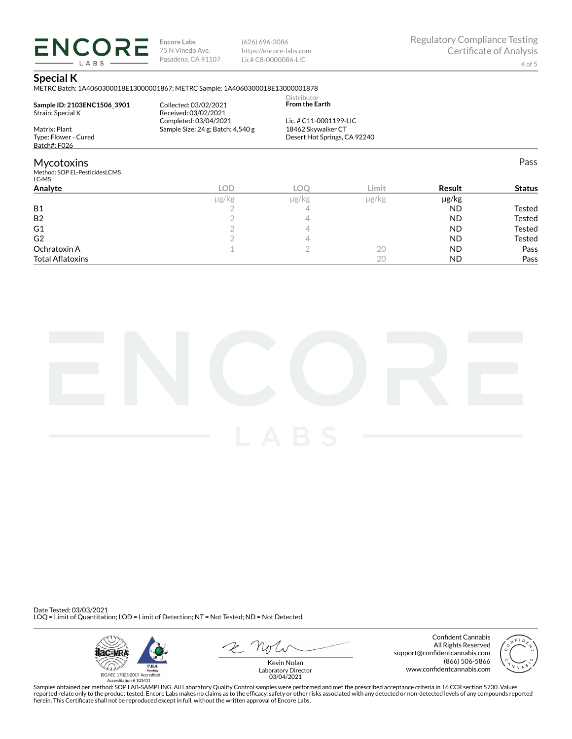**Encore Labs**
75 N Vinedo Ave.
Pasadena, CA 91107

(626) 696-3086
https://encore-labs.com
Lic# C8-0000086-LIC

Regulatory Compliance Testing
Certificate of Analysis

## Special K

METRC Batch: 1A4060300018E13000001867; METRC Sample: 1A4060300018E13000001878

**Sample ID: 2103ENC1506_3901**
Strain: Special K

Matrix: Plant
Type: Flower - Cured
Batch#: F026

Collected: 03/02/2021
Received: 03/02/2021
Completed: 03/04/2021
Sample Size: 24 g; Batch: 4,540 g

Distributor
**From the Earth**

Lic. # C11-0001199-LIC
18462 Skywalker CT
Desert Hot Springs, CA 92240

## Mycotoxins

Pass

Method: SOP EL-PesticidesLCMS
LC-MS

| Analyte | LOD | LOQ | Limit | Result | Status |
|---|---|---|---|---|---|
| | μg/kg | μg/kg | μg/kg | μg/kg | |
| B1 | 2 | 4 | | ND | Tested |
| B2 | 2 | 4 | | ND | Tested |
| G1 | 2 | 4 | | ND | Tested |
| G2 | 2 | 4 | | ND | Tested |
| Ochratoxin A | 1 | 2 | 20 | ND | Pass |
| Total Aflatoxins | | | 20 | ND | Pass |

Date Tested: 03/03/2021
LOQ = Limit of Quantitation; LOD = Limit of Detection; NT = Not Tested; ND = Not Detected.

ISO/IEC 17025:2017 Accredited
Accreditation # 101411

Kevin Nolan
Laboratory Director
03/04/2021

Confident Cannabis
All Rights Reserved
support@confidentcannabis.com
(866) 506-5866
www.confidentcannabis.com

Samples obtained per method: SOP LAB-SAMPLING. All Laboratory Quality Control samples were performed and met the prescribed acceptance criteria in 16 CCR section 5730. Values reported relate only to the product tested. Encore Labs makes no claims as to the efficacy, safety or other risks associated with any detected or non-detected levels of any compounds reported herein. This Certificate shall not be reproduced except in full, without the written approval of Encore Labs.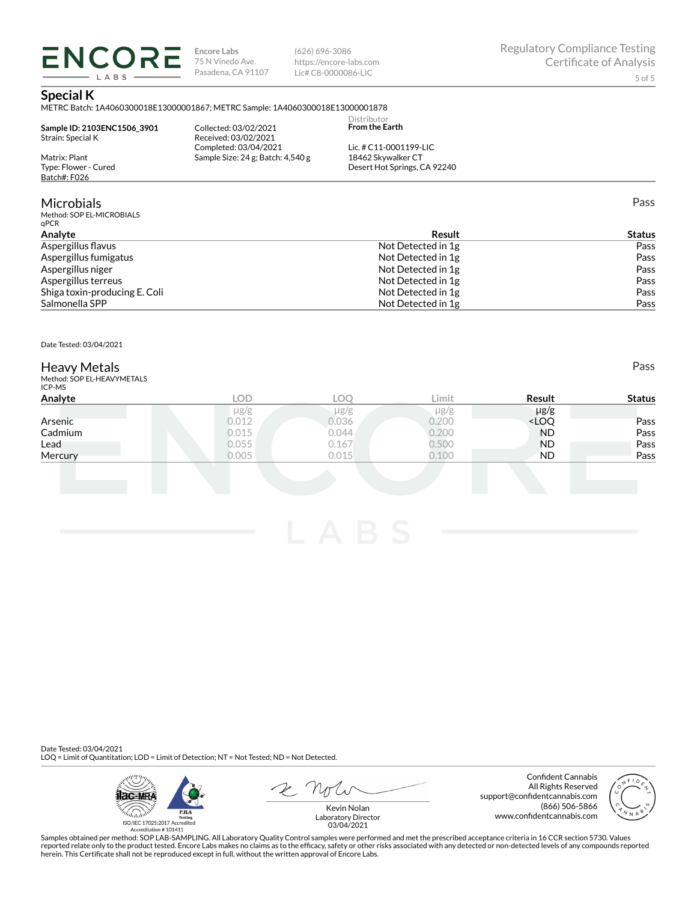**Encore Labs**
75 N Vinedo Ave.
Pasadena, CA 91107

(626) 696-3086
https://encore-labs.com
Lic# C8-0000086-LIC

Regulatory Compliance Testing
Certificate of Analysis

# Special K

METRC Batch: 1A4060300018E13000001867; METRC Sample: 1A4060300018E13000001878

**Sample ID: 2103ENC1506_3901**
Strain: Special K

Matrix: Plant
Type: Flower - Cured
Batch#: F026

Collected: 03/02/2021
Received: 03/02/2021
Completed: 03/04/2021
Sample Size: 24 g; Batch: 4,540 g

Distributor
**From the Earth**

Lic. # C11-0001199-LIC
18462 Skywalker CT
Desert Hot Springs, CA 92240

## Microbials

Pass

Method: SOP EL-MICROBIALS
qPCR

| Analyte | Result | Status |
|---|---|---|
| Aspergillus flavus | Not Detected in 1g | Pass |
| Aspergillus fumigatus | Not Detected in 1g | Pass |
| Aspergillus niger | Not Detected in 1g | Pass |
| Aspergillus terreus | Not Detected in 1g | Pass |
| Shiga toxin-producing E. Coli | Not Detected in 1g | Pass |
| Salmonella SPP | Not Detected in 1g | Pass |

Date Tested: 03/04/2021

## Heavy Metals

Pass

Method: SOP EL-HEAVYMETALS
ICP-MS

| Analyte | LOD | LOQ | Limit | Result | Status |
|---|---|---|---|---|---|
| | µg/g | µg/g | µg/g | µg/g | |
| Arsenic | 0.012 | 0.036 | 0.200 | <LOQ | Pass |
| Cadmium | 0.015 | 0.044 | 0.200 | ND | Pass |
| Lead | 0.055 | 0.167 | 0.500 | ND | Pass |
| Mercury | 0.005 | 0.015 | 0.100 | ND | Pass |

Date Tested: 03/04/2021
LOQ = Limit of Quantitation; LOD = Limit of Detection; NT = Not Tested; ND = Not Detected.

ISO/IEC 17025:2017 Accredited
Accreditation # 101411

Kevin Nolan
Laboratory Director
03/04/2021

Confident Cannabis
All Rights Reserved
support@confidentcannabis.com
(866) 506-5866
www.confidentcannabis.com

Samples obtained per method: SOP LAB-SAMPLING. All Laboratory Quality Control samples were performed and met the prescribed acceptance criteria in 16 CCR section 5730. Values reported relate only to the product tested. Encore Labs makes no claims as to the efficacy, safety or other risks associated with any detected or non-detected levels of any compounds reported herein. This Certificate shall not be reproduced except in full, without the written approval of Encore Labs.